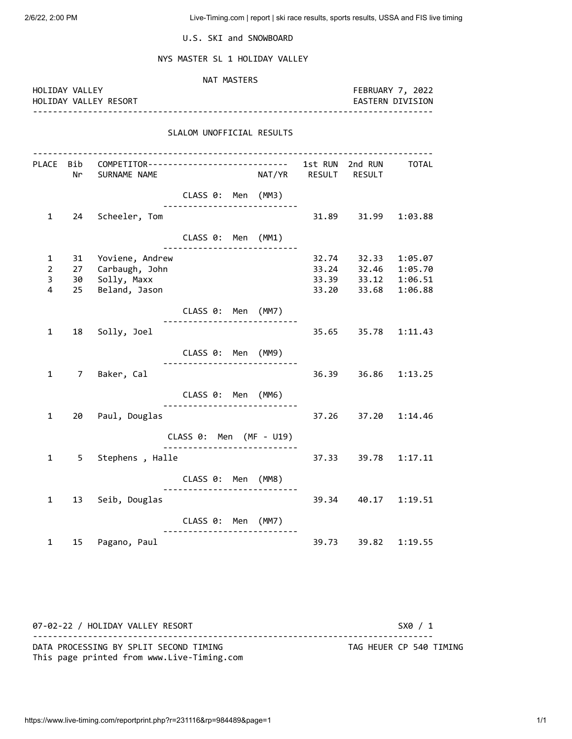U.S. SKI and SNOWBOARD

# NYS MASTER SL 1 HOLIDAY VALLEY

NAT MASTERS

HOLIDAY VALLEY — FEBRUARY 7, 2022

HOLIDAY VALLEY RESORT — EASTERN DIVISION

## SLALOM UNOFFICIAL RESULTS

| PLACE | Bib Nr | COMPETITOR SURNAME NAME | NAT/YR | 1st RUN RESULT | 2nd RUN RESULT | TOTAL |
|---|---|---|---|---|---|---|
| | | **CLASS 0: Men (MM3)** | | | | |
| 1 | 24 | Scheeler, Tom | | 31.89 | 31.99 | 1:03.88 |
| | | **CLASS 0: Men (MM1)** | | | | |
| 1 | 31 | Yoviene, Andrew | | 32.74 | 32.33 | 1:05.07 |
| 2 | 27 | Carbaugh, John | | 33.24 | 32.46 | 1:05.70 |
| 3 | 30 | Solly, Maxx | | 33.39 | 33.12 | 1:06.51 |
| 4 | 25 | Beland, Jason | | 33.20 | 33.68 | 1:06.88 |
| | | **CLASS 0: Men (MM7)** | | | | |
| 1 | 18 | Solly, Joel | | 35.65 | 35.78 | 1:11.43 |
| | | **CLASS 0: Men (MM9)** | | | | |
| 1 | 7 | Baker, Cal | | 36.39 | 36.86 | 1:13.25 |
| | | **CLASS 0: Men (MM6)** | | | | |
| 1 | 20 | Paul, Douglas | | 37.26 | 37.20 | 1:14.46 |
| | | **CLASS 0: Men (MF - U19)** | | | | |
| 1 | 5 | Stephens , Halle | | 37.33 | 39.78 | 1:17.11 |
| | | **CLASS 0: Men (MM8)** | | | | |
| 1 | 13 | Seib, Douglas | | 39.34 | 40.17 | 1:19.51 |
| | | **CLASS 0: Men (MM7)** | | | | |
| 1 | 15 | Pagano, Paul | | 39.73 | 39.82 | 1:19.55 |

07-02-22 / HOLIDAY VALLEY RESORT — SX0 / 1

DATA PROCESSING BY SPLIT SECOND TIMING — TAG HEUER CP 540 TIMING

This page printed from www.Live-Timing.com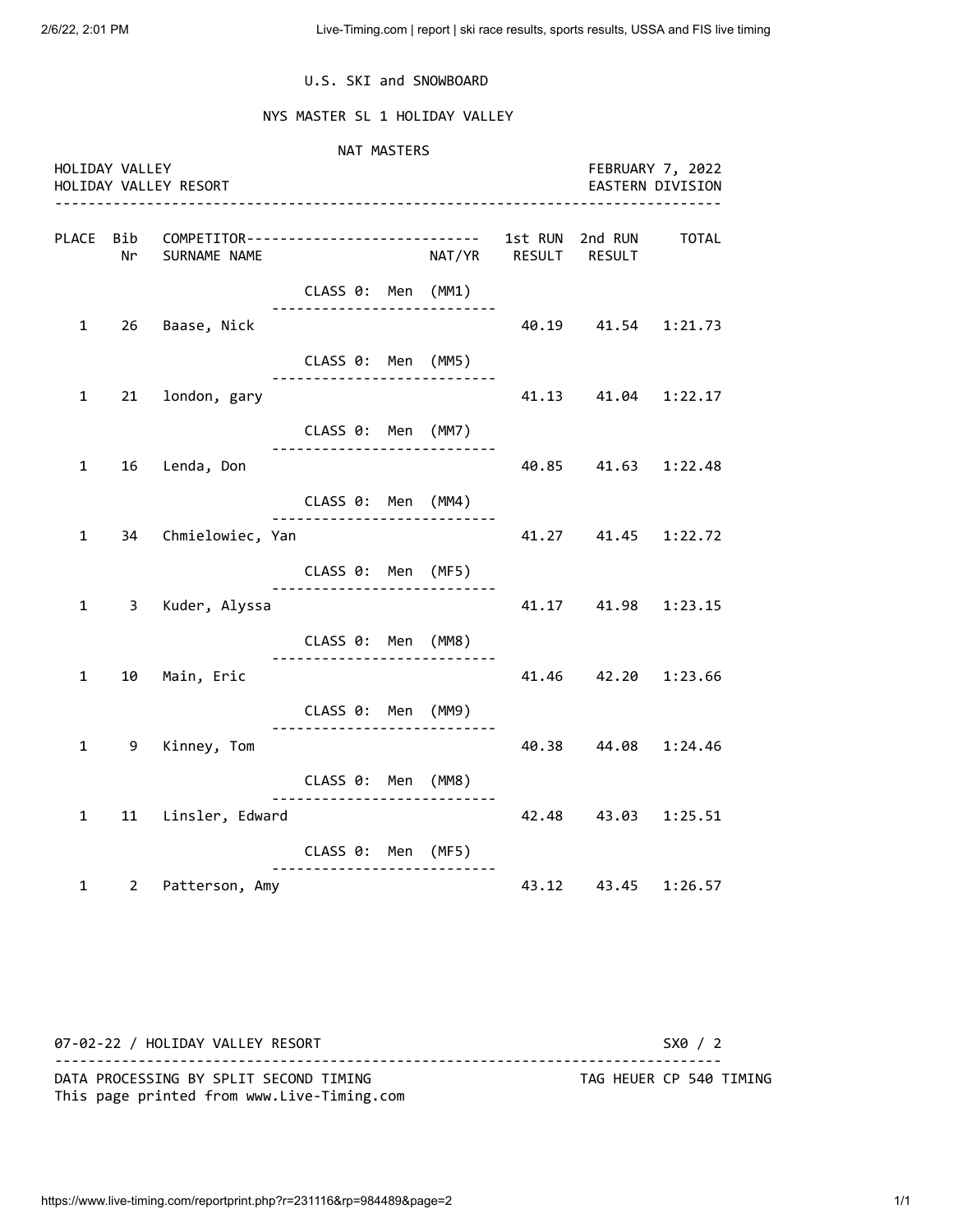U.S. SKI and SNOWBOARD

NYS MASTER SL 1 HOLIDAY VALLEY

NAT MASTERS

HOLIDAY VALLEY — FEBRUARY 7, 2022

HOLIDAY VALLEY RESORT — EASTERN DIVISION

| PLACE | Bib Nr | COMPETITOR SURNAME NAME | NAT/YR | 1st RUN RESULT | 2nd RUN RESULT | TOTAL |
|---|---|---|---|---|---|---|
| | | CLASS 0: Men (MM1) | | | | |
| 1 | 26 | Baase, Nick | | 40.19 | 41.54 | 1:21.73 |
| | | CLASS 0: Men (MM5) | | | | |
| 1 | 21 | london, gary | | 41.13 | 41.04 | 1:22.17 |
| | | CLASS 0: Men (MM7) | | | | |
| 1 | 16 | Lenda, Don | | 40.85 | 41.63 | 1:22.48 |
| | | CLASS 0: Men (MM4) | | | | |
| 1 | 34 | Chmielowiec, Yan | | 41.27 | 41.45 | 1:22.72 |
| | | CLASS 0: Men (MF5) | | | | |
| 1 | 3 | Kuder, Alyssa | | 41.17 | 41.98 | 1:23.15 |
| | | CLASS 0: Men (MM8) | | | | |
| 1 | 10 | Main, Eric | | 41.46 | 42.20 | 1:23.66 |
| | | CLASS 0: Men (MM9) | | | | |
| 1 | 9 | Kinney, Tom | | 40.38 | 44.08 | 1:24.46 |
| | | CLASS 0: Men (MM8) | | | | |
| 1 | 11 | Linsler, Edward | | 42.48 | 43.03 | 1:25.51 |
| | | CLASS 0: Men (MF5) | | | | |
| 1 | 2 | Patterson, Amy | | 43.12 | 43.45 | 1:26.57 |

07-02-22 / HOLIDAY VALLEY RESORT — SX0 / 2

DATA PROCESSING BY SPLIT SECOND TIMING — TAG HEUER CP 540 TIMING

This page printed from www.Live-Timing.com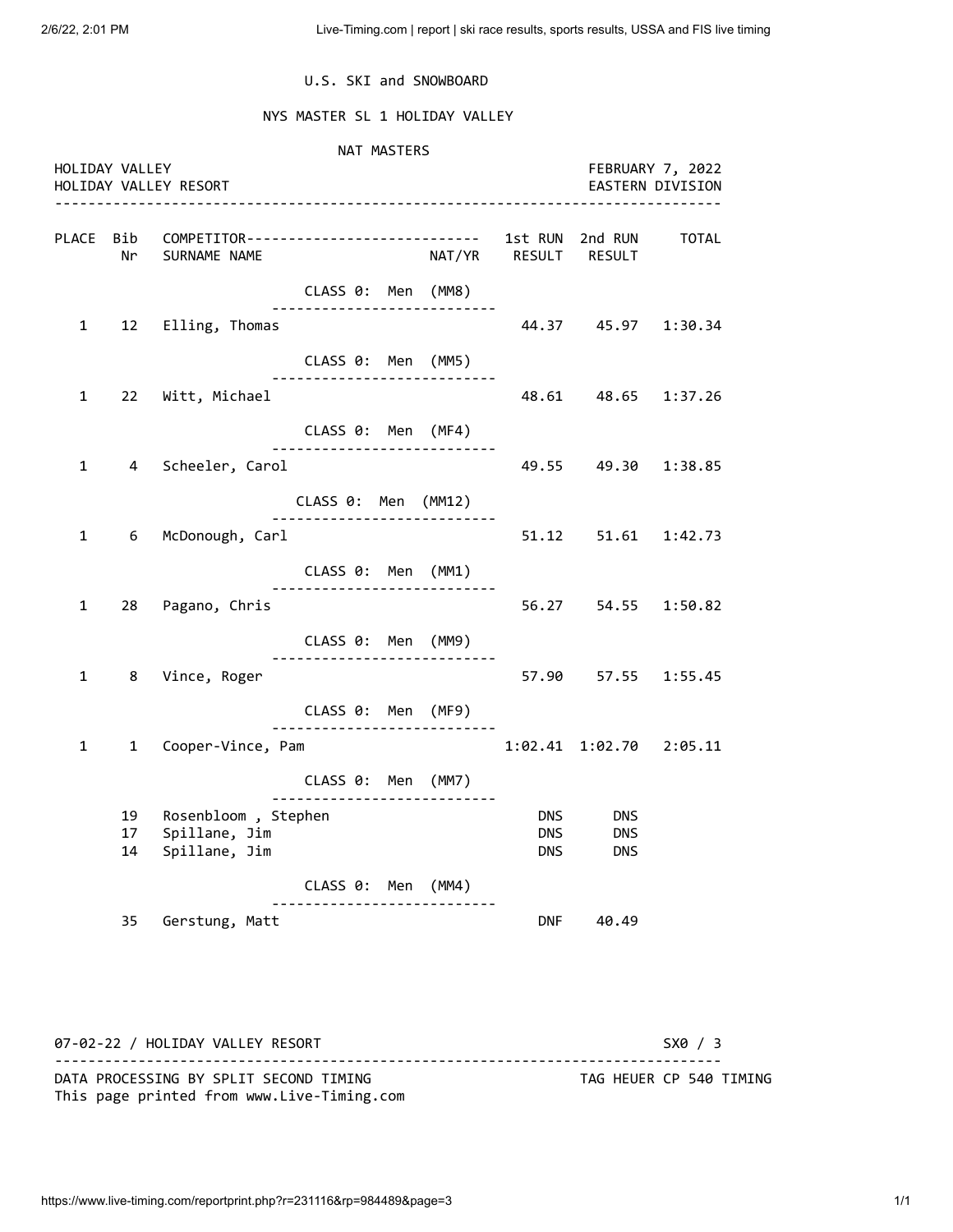U.S. SKI and SNOWBOARD

NYS MASTER SL 1 HOLIDAY VALLEY

NAT MASTERS

HOLIDAY VALLEY
HOLIDAY VALLEY RESORT

FEBRUARY 7, 2022
EASTERN DIVISION

| PLACE | Bib Nr | COMPETITOR SURNAME NAME | NAT/YR | 1st RUN RESULT | 2nd RUN RESULT | TOTAL |
|---|---|---|---|---|---|---|
| | | **CLASS 0: Men (MM8)** | | | | |
| 1 | 12 | Elling, Thomas | | 44.37 | 45.97 | 1:30.34 |
| | | **CLASS 0: Men (MM5)** | | | | |
| 1 | 22 | Witt, Michael | | 48.61 | 48.65 | 1:37.26 |
| | | **CLASS 0: Men (MF4)** | | | | |
| 1 | 4 | Scheeler, Carol | | 49.55 | 49.30 | 1:38.85 |
| | | **CLASS 0: Men (MM12)** | | | | |
| 1 | 6 | McDonough, Carl | | 51.12 | 51.61 | 1:42.73 |
| | | **CLASS 0: Men (MM1)** | | | | |
| 1 | 28 | Pagano, Chris | | 56.27 | 54.55 | 1:50.82 |
| | | **CLASS 0: Men (MM9)** | | | | |
| 1 | 8 | Vince, Roger | | 57.90 | 57.55 | 1:55.45 |
| | | **CLASS 0: Men (MF9)** | | | | |
| 1 | 1 | Cooper-Vince, Pam | | 1:02.41 | 1:02.70 | 2:05.11 |
| | | **CLASS 0: Men (MM7)** | | | | |
| | 19 | Rosenbloom , Stephen | | DNS | DNS | |
| | 17 | Spillane, Jim | | DNS | DNS | |
| | 14 | Spillane, Jim | | DNS | DNS | |
| | | **CLASS 0: Men (MM4)** | | | | |
| | 35 | Gerstung, Matt | | DNF | 40.49 | |

07-02-22 / HOLIDAY VALLEY RESORT — SX0 / 3

DATA PROCESSING BY SPLIT SECOND TIMING — TAG HEUER CP 540 TIMING
This page printed from www.Live-Timing.com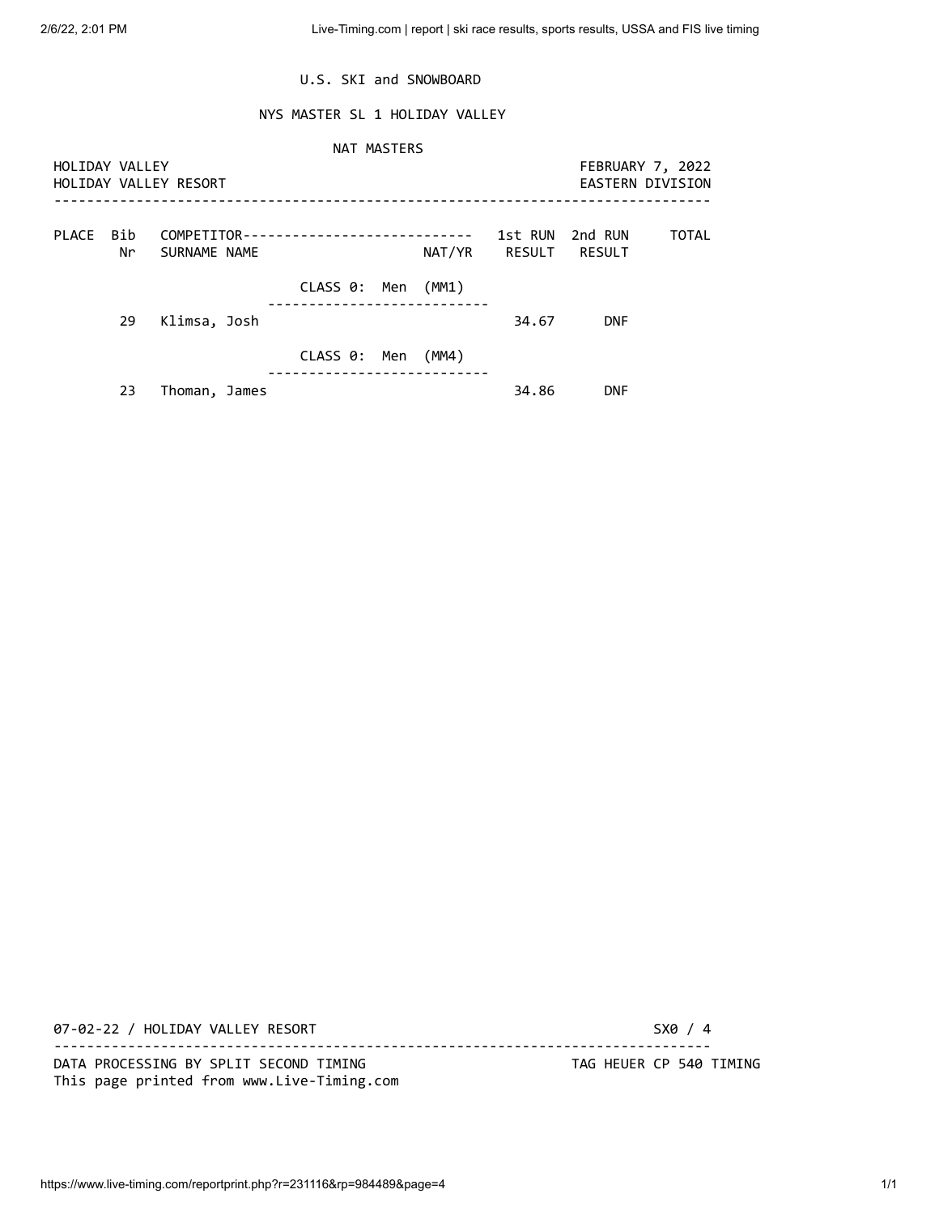U.S. SKI and SNOWBOARD

NYS MASTER SL 1 HOLIDAY VALLEY

NAT MASTERS

HOLIDAY VALLEY
HOLIDAY VALLEY RESORT

FEBRUARY 7, 2022
EASTERN DIVISION

| PLACE | Bib Nr | COMPETITOR SURNAME NAME | NAT/YR | 1st RUN RESULT | 2nd RUN RESULT | TOTAL |
|---|---|---|---|---|---|---|
| | | CLASS 0: Men (MM1) | | | | |
| | 29 | Klimsa, Josh | | 34.67 | DNF | |
| | | CLASS 0: Men (MM4) | | | | |
| | 23 | Thoman, James | | 34.86 | DNF | |

07-02-22 / HOLIDAY VALLEY RESORT SX0 / 4

DATA PROCESSING BY SPLIT SECOND TIMING TAG HEUER CP 540 TIMING
This page printed from www.Live-Timing.com